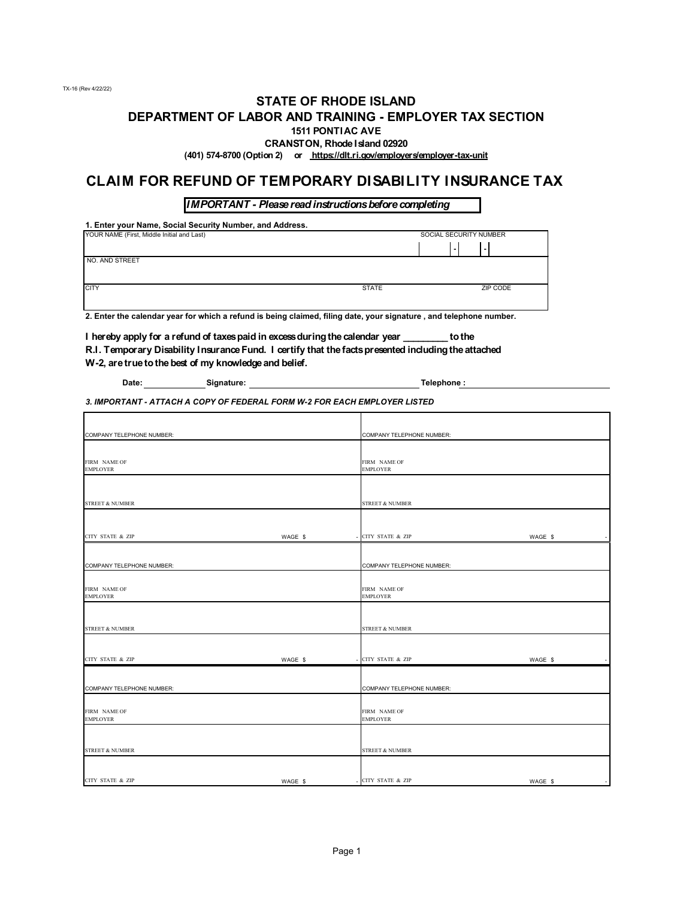TX-16 (Rev 4/22/22)

# STATE OF RHODE ISLAND
## DEPARTMENT OF LABOR AND TRAINING - EMPLOYER TAX SECTION

**1511 PONTIAC AVE**

**CRANSTON, Rhode Island 02920**

**(401) 574-8700 (Option 2) or https://dlt.ri.gov/employers/employer-tax-unit**

# CLAIM FOR REFUND OF TEMPORARY DISABILITY INSURANCE TAX

***IMPORTANT - Please read instructions before completing***

**1. Enter your Name, Social Security Number, and Address.**

| YOUR NAME (First, Middle Initial and Last) | | SOCIAL SECURITY NUMBER |
|---|---|---|
| | | - - |
| NO. AND STREET | | |
| | | |
| CITY | STATE | ZIP CODE |
| | | |

**2. Enter the calendar year for which a refund is being claimed, filing date, your signature , and telephone number.**

**I hereby apply for a refund of taxes paid in excess during the calendar year ________ to the R.I. Temporary Disability Insurance Fund. I certify that the facts presented including the attached W-2, are true to the best of my knowledge and belief.**

**Date:** ____________ **Signature:** ________________________________ **Telephone :** ________________________

***3. IMPORTANT - ATTACH A COPY OF FEDERAL FORM W-2 FOR EACH EMPLOYER LISTED***

| | |
|---|---|
| COMPANY TELEPHONE NUMBER: | COMPANY TELEPHONE NUMBER: |
| FIRM NAME OF EMPLOYER | FIRM NAME OF EMPLOYER |
| STREET & NUMBER | STREET & NUMBER |
| CITY STATE & ZIP WAGE $ - | CITY STATE & ZIP WAGE $ - |
| COMPANY TELEPHONE NUMBER: | COMPANY TELEPHONE NUMBER: |
| FIRM NAME OF EMPLOYER | FIRM NAME OF EMPLOYER |
| STREET & NUMBER | STREET & NUMBER |
| CITY STATE & ZIP WAGE $ - | CITY STATE & ZIP WAGE $ - |
| COMPANY TELEPHONE NUMBER: | COMPANY TELEPHONE NUMBER: |
| FIRM NAME OF EMPLOYER | FIRM NAME OF EMPLOYER |
| STREET & NUMBER | STREET & NUMBER |
| CITY STATE & ZIP WAGE $ - | CITY STATE & ZIP WAGE $ - |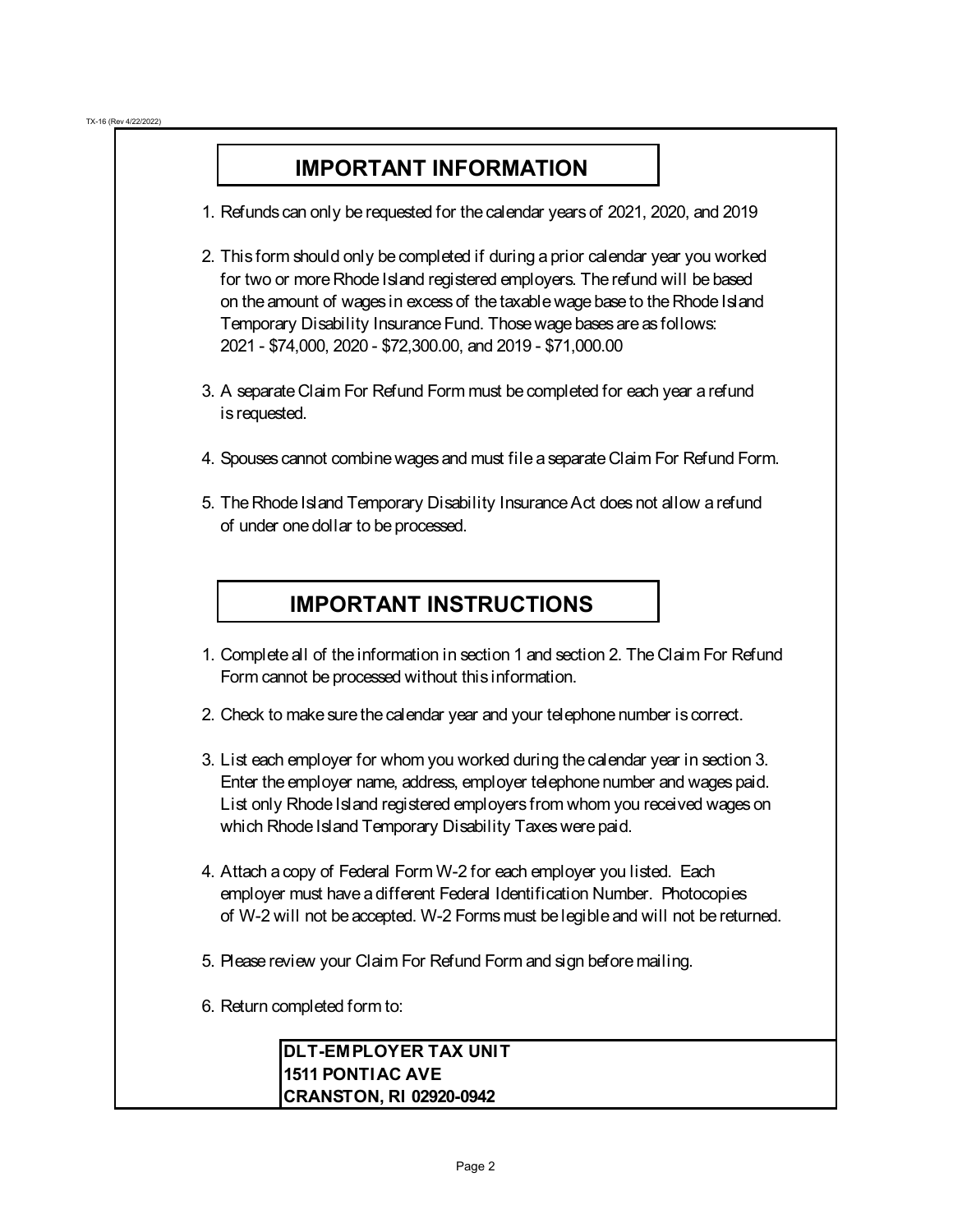## IMPORTANT INFORMATION

1. Refunds can only be requested for the calendar years of 2021, 2020, and 2019

2. This form should only be completed if during a prior calendar year you worked for two or more Rhode Island registered employers. The refund will be based on the amount of wages in excess of the taxable wage base to the Rhode Island Temporary Disability Insurance Fund. Those wage bases are as follows: 2021 - $74,000, 2020 - $72,300.00, and 2019 - $71,000.00

3. A separate Claim For Refund Form must be completed for each year a refund is requested.

4. Spouses cannot combine wages and must file a separate Claim For Refund Form.

5. The Rhode Island Temporary Disability Insurance Act does not allow a refund of under one dollar to be processed.

## IMPORTANT INSTRUCTIONS

1. Complete all of the information in section 1 and section 2. The Claim For Refund Form cannot be processed without this information.

2. Check to make sure the calendar year and your telephone number is correct.

3. List each employer for whom you worked during the calendar year in section 3. Enter the employer name, address, employer telephone number and wages paid. List only Rhode Island registered employers from whom you received wages on which Rhode Island Temporary Disability Taxes were paid.

4. Attach a copy of Federal Form W-2 for each employer you listed. Each employer must have a different Federal Identification Number. Photocopies of W-2 will not be accepted. W-2 Forms must be legible and will not be returned.

5. Please review your Claim For Refund Form and sign before mailing.

6. Return completed form to:

**DLT-EMPLOYER TAX UNIT**
**1511 PONTIAC AVE**
**CRANSTON, RI 02920-0942**